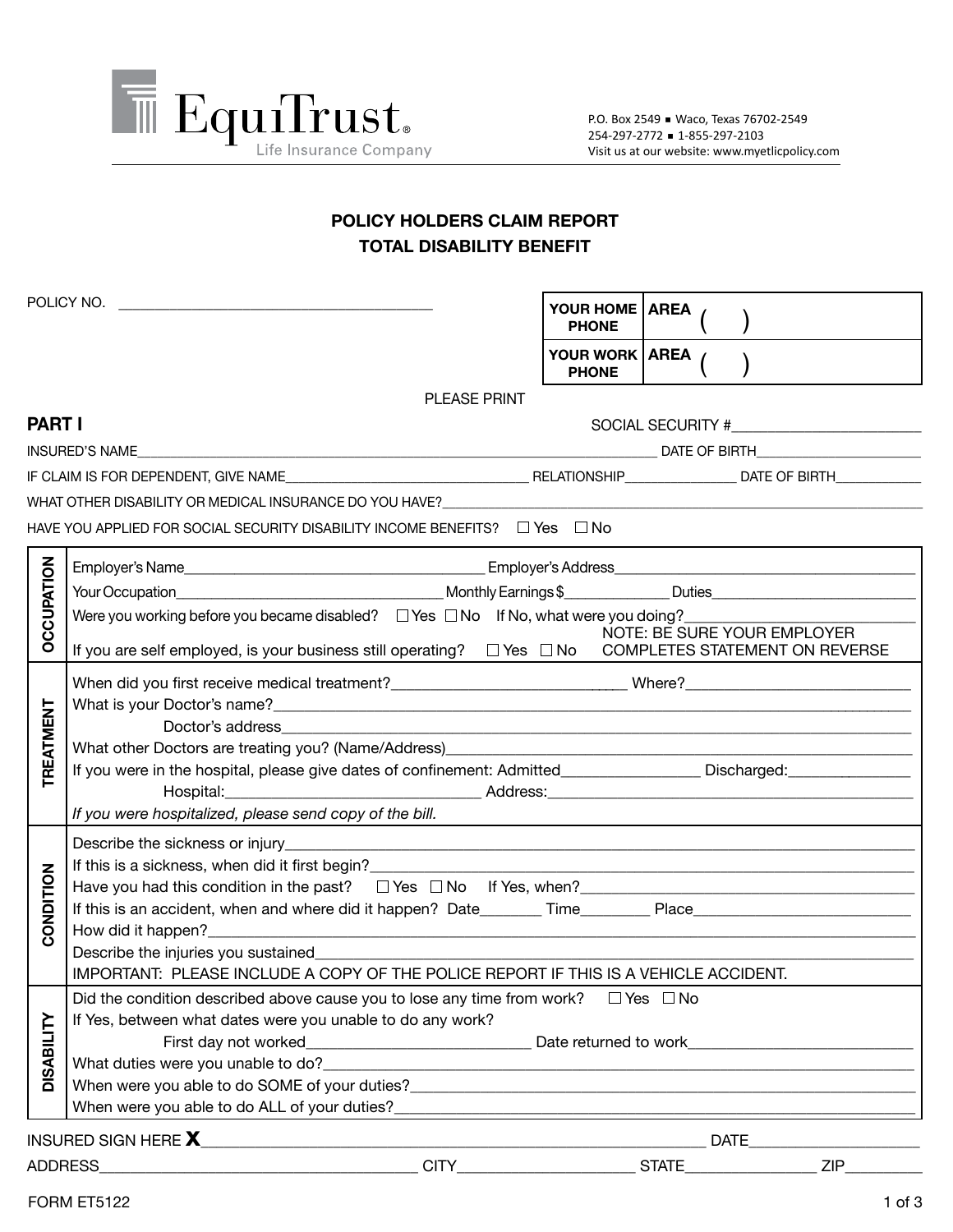EquiTrust® Life Insurance Company

P.O. Box 2549 ■ Waco, Texas 76702-2549
254-297-2772 ■ 1-855-297-2103
Visit us at our website: www.myetlicpolicy.com

## POLICY HOLDERS CLAIM REPORT
## TOTAL DISABILITY BENEFIT

POLICY NO. ________________________________________

| | |
|---|---|
| YOUR HOME PHONE | AREA (   ) |
| YOUR WORK PHONE | AREA (   ) |

PLEASE PRINT

## PART I

SOCIAL SECURITY #________________________

INSURED'S NAME__________________________________________________________________ DATE OF BIRTH______________________

IF CLAIM IS FOR DEPENDENT, GIVE NAME_________________________________ RELATIONSHIP_______________ DATE OF BIRTH___________

WHAT OTHER DISABILITY OR MEDICAL INSURANCE DO YOU HAVE?_____________________________________________________________

HAVE YOU APPLIED FOR SOCIAL SECURITY DISABILITY INCOME BENEFITS? ☐ Yes ☐ No

### OCCUPATION

Employer's Name______________________________________ Employer's Address_________________________________________

Your Occupation___________________________________ Monthly Earnings $_____________ Duties__________________________

Were you working before you became disabled? ☐ Yes ☐ No If No, what were you doing?_________________________

If you are self employed, is your business still operating? ☐ Yes ☐ No

NOTE: BE SURE YOUR EMPLOYER COMPLETES STATEMENT ON REVERSE

### TREATMENT

When did you first receive medical treatment?_________________________________ Where?____________________________

What is your Doctor's name?_____________________________________________________________________________________

Doctor's address__________________________________________________________________________________________

What other Doctors are treating you? (Name/Address)_______________________________________________________________

If you were in the hospital, please give dates of confinement: Admitted________________ Discharged:_______________

Hospital:_______________________________ Address:____________________________________________

*If you were hospitalized, please send copy of the bill.*

### CONDITION

Describe the sickness or injury_____________________________________________________________________________

If this is a sickness, when did it first begin?______________________________________________________________________

Have you had this condition in the past? ☐ Yes ☐ No If Yes, when?_____________________________________________

If this is an accident, when and where did it happen? Date_______ Time________ Place_________________________

How did it happen?______________________________________________________________________________________________

Describe the injuries you sustained__________________________________________________________________________________

IMPORTANT: PLEASE INCLUDE A COPY OF THE POLICE REPORT IF THIS IS A VEHICLE ACCIDENT.

### DISABILITY

Did the condition described above cause you to lose any time from work? ☐ Yes ☐ No

If Yes, between what dates were you unable to do any work?

First day not worked___________________________ Date returned to work_________________________

What duties were you unable to do?__________________________________________________________________________________

When were you able to do SOME of your duties?_________________________________________________________________________

When were you able to do ALL of your duties?___________________________________________________________________________

INSURED SIGN HERE **X**_______________________________________________________________ DATE_____________________

ADDRESS_______________________________________ CITY_____________________ STATE________________ ZIP_________

FORM ET5122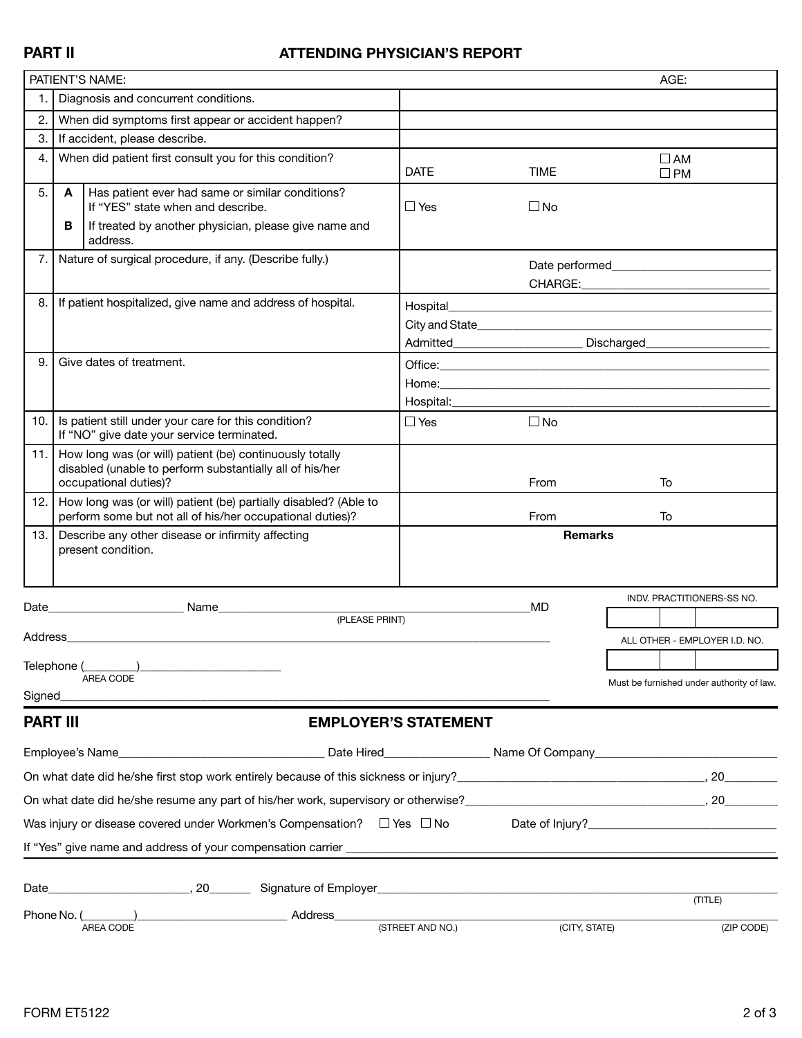## PART II ATTENDING PHYSICIAN'S REPORT

| PATIENT'S NAME: | | | AGE: |
|---|---|---|---|
| 1. Diagnosis and concurrent conditions. | | | |
| 2. When did symptoms first appear or accident happen? | | | |
| 3. If accident, please describe. | | | |
| 4. When did patient first consult you for this condition? | DATE | TIME | ☐ AM ☐ PM |
| 5. A Has patient ever had same or similar conditions? If "YES" state when and describe. B If treated by another physician, please give name and address. | ☐ Yes | ☐ No | |
| 7. Nature of surgical procedure, if any. (Describe fully.) | | Date performed________________ CHARGE:________________ | |
| 8. If patient hospitalized, give name and address of hospital. | Hospital________________ City and State________________ Admitted________________ Discharged________________ | | |
| 9. Give dates of treatment. | Office:________________ Home:________________ Hospital:________________ | | |
| 10. Is patient still under your care for this condition? If "NO" give date your service terminated. | ☐ Yes | ☐ No | |
| 11. How long was (or will) patient (be) continuously totally disabled (unable to perform substantially all of his/her occupational duties)? | | From | To |
| 12. How long was (or will) patient (be) partially disabled? (Able to perform some but not all of his/her occupational duties)? | | From | To |
| 13. Describe any other disease or infirmity affecting present condition. | | **Remarks** | |

Date____________________ Name________________________________________MD
(PLEASE PRINT)

INDV. PRACTITIONERS-SS NO.

Address________________________________________________________________

ALL OTHER - EMPLOYER I.D. NO.

Telephone (________)____________________
AREA CODE

Must be furnished under authority of law.

Signed________________________________________________________________

## PART III EMPLOYER'S STATEMENT

Employee's Name______________________ Date Hired______________ Name Of Company______________________

On what date did he/she first stop work entirely because of this sickness or injury?______________________, 20________

On what date did he/she resume any part of his/her work, supervisory or otherwise?______________________, 20________

Was injury or disease covered under Workmen's Compensation? ☐ Yes ☐ No Date of Injury?______________________

If "Yes" give name and address of your compensation carrier ________________________________________________

Date____________________, 20______ Signature of Employer________________________________________________
(TITLE)

Phone No. (________)____________________ Address________________________________________________
AREA CODE (STREET AND NO.) (CITY, STATE) (ZIP CODE)

FORM ET5122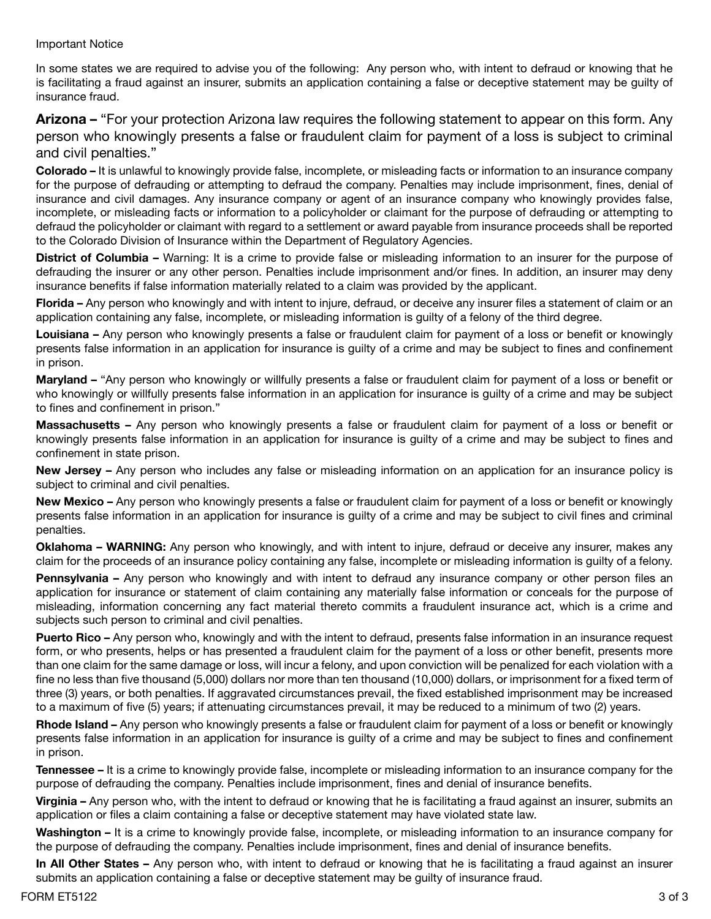Important Notice

In some states we are required to advise you of the following: Any person who, with intent to defraud or knowing that he is facilitating a fraud against an insurer, submits an application containing a false or deceptive statement may be guilty of insurance fraud.

**Arizona –** "For your protection Arizona law requires the following statement to appear on this form. Any person who knowingly presents a false or fraudulent claim for payment of a loss is subject to criminal and civil penalties."

**Colorado –** It is unlawful to knowingly provide false, incomplete, or misleading facts or information to an insurance company for the purpose of defrauding or attempting to defraud the company. Penalties may include imprisonment, fines, denial of insurance and civil damages. Any insurance company or agent of an insurance company who knowingly provides false, incomplete, or misleading facts or information to a policyholder or claimant for the purpose of defrauding or attempting to defraud the policyholder or claimant with regard to a settlement or award payable from insurance proceeds shall be reported to the Colorado Division of Insurance within the Department of Regulatory Agencies.

**District of Columbia –** Warning: It is a crime to provide false or misleading information to an insurer for the purpose of defrauding the insurer or any other person. Penalties include imprisonment and/or fines. In addition, an insurer may deny insurance benefits if false information materially related to a claim was provided by the applicant.

**Florida –** Any person who knowingly and with intent to injure, defraud, or deceive any insurer files a statement of claim or an application containing any false, incomplete, or misleading information is guilty of a felony of the third degree.

**Louisiana –** Any person who knowingly presents a false or fraudulent claim for payment of a loss or benefit or knowingly presents false information in an application for insurance is guilty of a crime and may be subject to fines and confinement in prison.

**Maryland –** "Any person who knowingly or willfully presents a false or fraudulent claim for payment of a loss or benefit or who knowingly or willfully presents false information in an application for insurance is guilty of a crime and may be subject to fines and confinement in prison."

**Massachusetts –** Any person who knowingly presents a false or fraudulent claim for payment of a loss or benefit or knowingly presents false information in an application for insurance is guilty of a crime and may be subject to fines and confinement in state prison.

**New Jersey –** Any person who includes any false or misleading information on an application for an insurance policy is subject to criminal and civil penalties.

**New Mexico –** Any person who knowingly presents a false or fraudulent claim for payment of a loss or benefit or knowingly presents false information in an application for insurance is guilty of a crime and may be subject to civil fines and criminal penalties.

**Oklahoma – WARNING:** Any person who knowingly, and with intent to injure, defraud or deceive any insurer, makes any claim for the proceeds of an insurance policy containing any false, incomplete or misleading information is guilty of a felony.

**Pennsylvania –** Any person who knowingly and with intent to defraud any insurance company or other person files an application for insurance or statement of claim containing any materially false information or conceals for the purpose of misleading, information concerning any fact material thereto commits a fraudulent insurance act, which is a crime and subjects such person to criminal and civil penalties.

**Puerto Rico –** Any person who, knowingly and with the intent to defraud, presents false information in an insurance request form, or who presents, helps or has presented a fraudulent claim for the payment of a loss or other benefit, presents more than one claim for the same damage or loss, will incur a felony, and upon conviction will be penalized for each violation with a fine no less than five thousand (5,000) dollars nor more than ten thousand (10,000) dollars, or imprisonment for a fixed term of three (3) years, or both penalties. If aggravated circumstances prevail, the fixed established imprisonment may be increased to a maximum of five (5) years; if attenuating circumstances prevail, it may be reduced to a minimum of two (2) years.

**Rhode Island –** Any person who knowingly presents a false or fraudulent claim for payment of a loss or benefit or knowingly presents false information in an application for insurance is guilty of a crime and may be subject to fines and confinement in prison.

**Tennessee –** It is a crime to knowingly provide false, incomplete or misleading information to an insurance company for the purpose of defrauding the company. Penalties include imprisonment, fines and denial of insurance benefits.

**Virginia –** Any person who, with the intent to defraud or knowing that he is facilitating a fraud against an insurer, submits an application or files a claim containing a false or deceptive statement may have violated state law.

**Washington –** It is a crime to knowingly provide false, incomplete, or misleading information to an insurance company for the purpose of defrauding the company. Penalties include imprisonment, fines and denial of insurance benefits.

**In All Other States –** Any person who, with intent to defraud or knowing that he is facilitating a fraud against an insurer submits an application containing a false or deceptive statement may be guilty of insurance fraud.

FORM ET5122